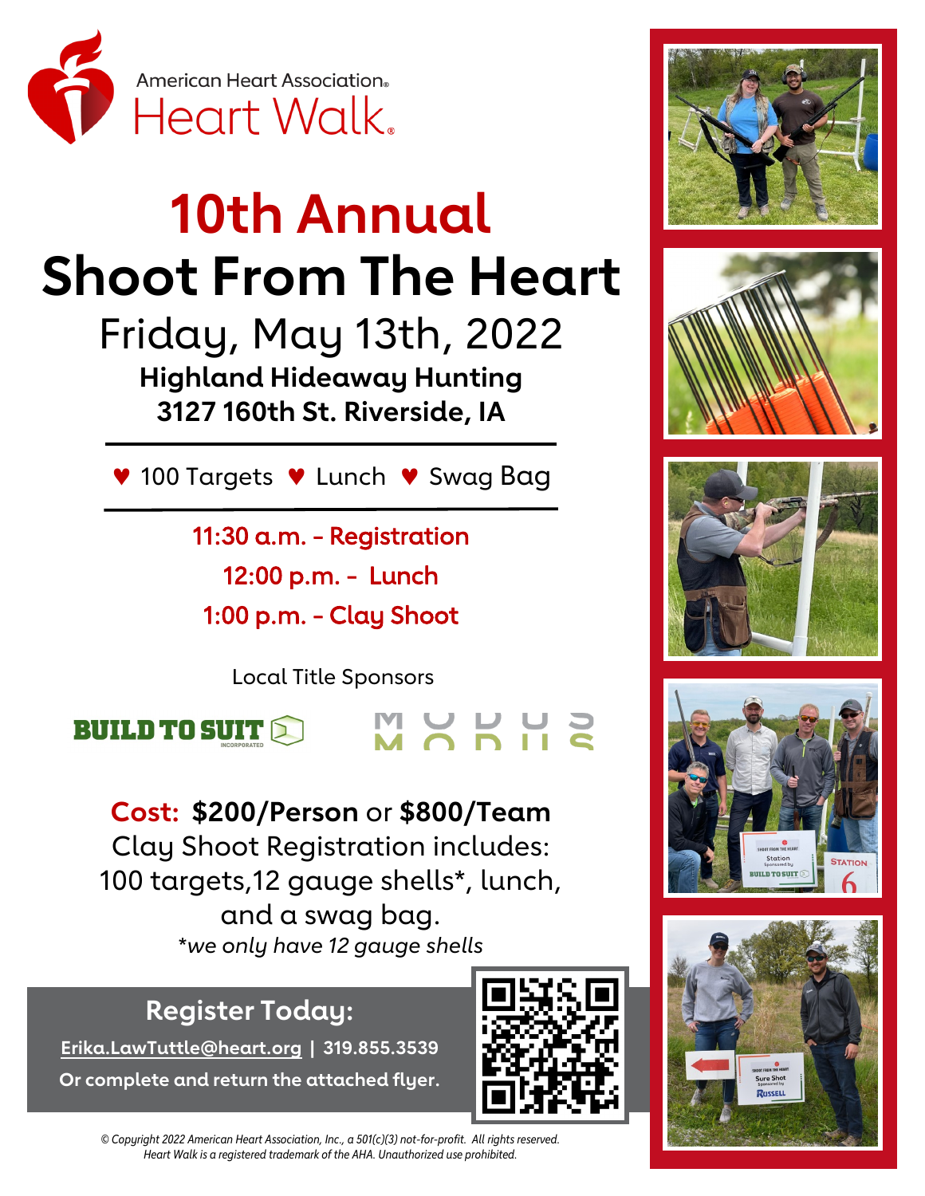American Heart Association® Heart Walk®

# 10th Annual
# Shoot From The Heart

## Friday, May 13th, 2022

**Highland Hideaway Hunting**
**3127 160th St. Riverside, IA**

---

♥ 100 Targets ♥ Lunch ♥ Swag Bag

---

**11:30 a.m. - Registration**

**12:00 p.m. - Lunch**

**1:00 p.m. - Clay Shoot**

Local Title Sponsors

BUILD TO SUIT INCORPORATED

MODUS

**Cost: $200/Person** or **$800/Team**

Clay Shoot Registration includes:
100 targets,12 gauge shells*, lunch, and a swag bag.

*\*we only have 12 gauge shells*

## Register Today:

**Erika.LawTuttle@heart.org | 319.855.3539**

**Or complete and return the attached flyer.**

*© Copyright 2022 American Heart Association, Inc., a 501(c)(3) not-for-profit. All rights reserved. Heart Walk is a registered trademark of the AHA. Unauthorized use prohibited.*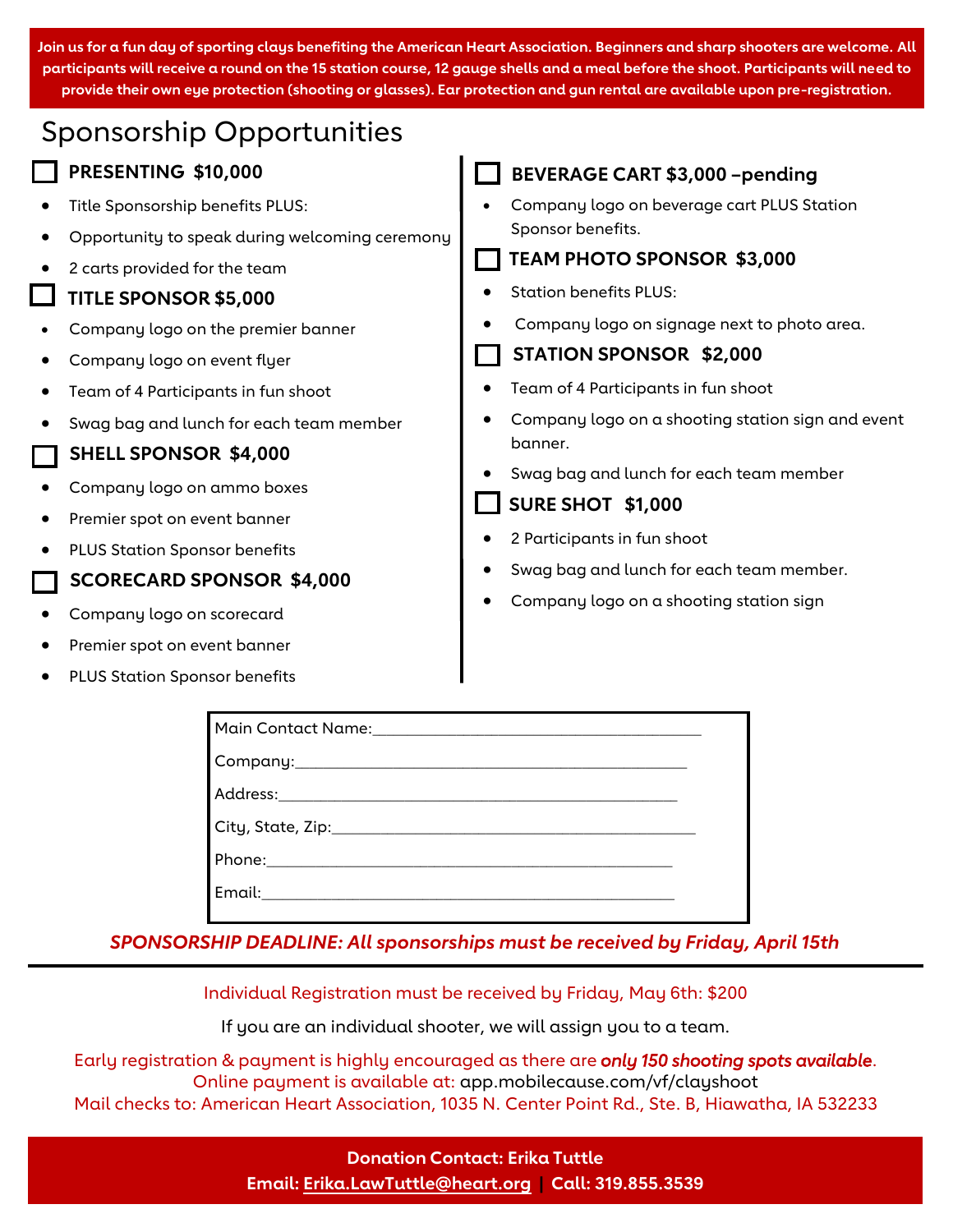**Join us for a fun day of sporting clays benefiting the American Heart Association. Beginners and sharp shooters are welcome. All participants will receive a round on the 15 station course, 12 gauge shells and a meal before the shoot. Participants will need to provide their own eye protection (shooting or glasses). Ear protection and gun rental are available upon pre-registration.**

# Sponsorship Opportunities

☐ **PRESENTING $10,000**

- Title Sponsorship benefits PLUS:
- Opportunity to speak during welcoming ceremony
- 2 carts provided for the team

☐ **TITLE SPONSOR $5,000**

- Company logo on the premier banner
- Company logo on event flyer
- Team of 4 Participants in fun shoot
- Swag bag and lunch for each team member

☐ **SHELL SPONSOR $4,000**

- Company logo on ammo boxes
- Premier spot on event banner
- PLUS Station Sponsor benefits

☐ **SCORECARD SPONSOR $4,000**

- Company logo on scorecard
- Premier spot on event banner
- PLUS Station Sponsor benefits

☐ **BEVERAGE CART $3,000 –pending**

- Company logo on beverage cart PLUS Station Sponsor benefits.

☐ **TEAM PHOTO SPONSOR $3,000**

- Station benefits PLUS:
- Company logo on signage next to photo area.

☐ **STATION SPONSOR $2,000**

- Team of 4 Participants in fun shoot
- Company logo on a shooting station sign and event banner.
- Swag bag and lunch for each team member

☐ **SURE SHOT $1,000**

- 2 Participants in fun shoot
- Swag bag and lunch for each team member.
- Company logo on a shooting station sign

Main Contact Name:______________________________________

Company:______________________________________________

Address:_______________________________________________

City, State, Zip:_________________________________________

Phone:________________________________________________

Email:________________________________________________

***SPONSORSHIP DEADLINE: All sponsorships must be received by Friday, April 15th***

---

Individual Registration must be received by Friday, May 6th: $200

If you are an individual shooter, we will assign you to a team.

Early registration & payment is highly encouraged as there are ***only 150 shooting spots available***.
Online payment is available at: app.mobilecause.com/vf/clayshoot
Mail checks to: American Heart Association, 1035 N. Center Point Rd., Ste. B, Hiawatha, IA 532233

**Donation Contact: Erika Tuttle**
**Email: Erika.LawTuttle@heart.org | Call: 319.855.3539**